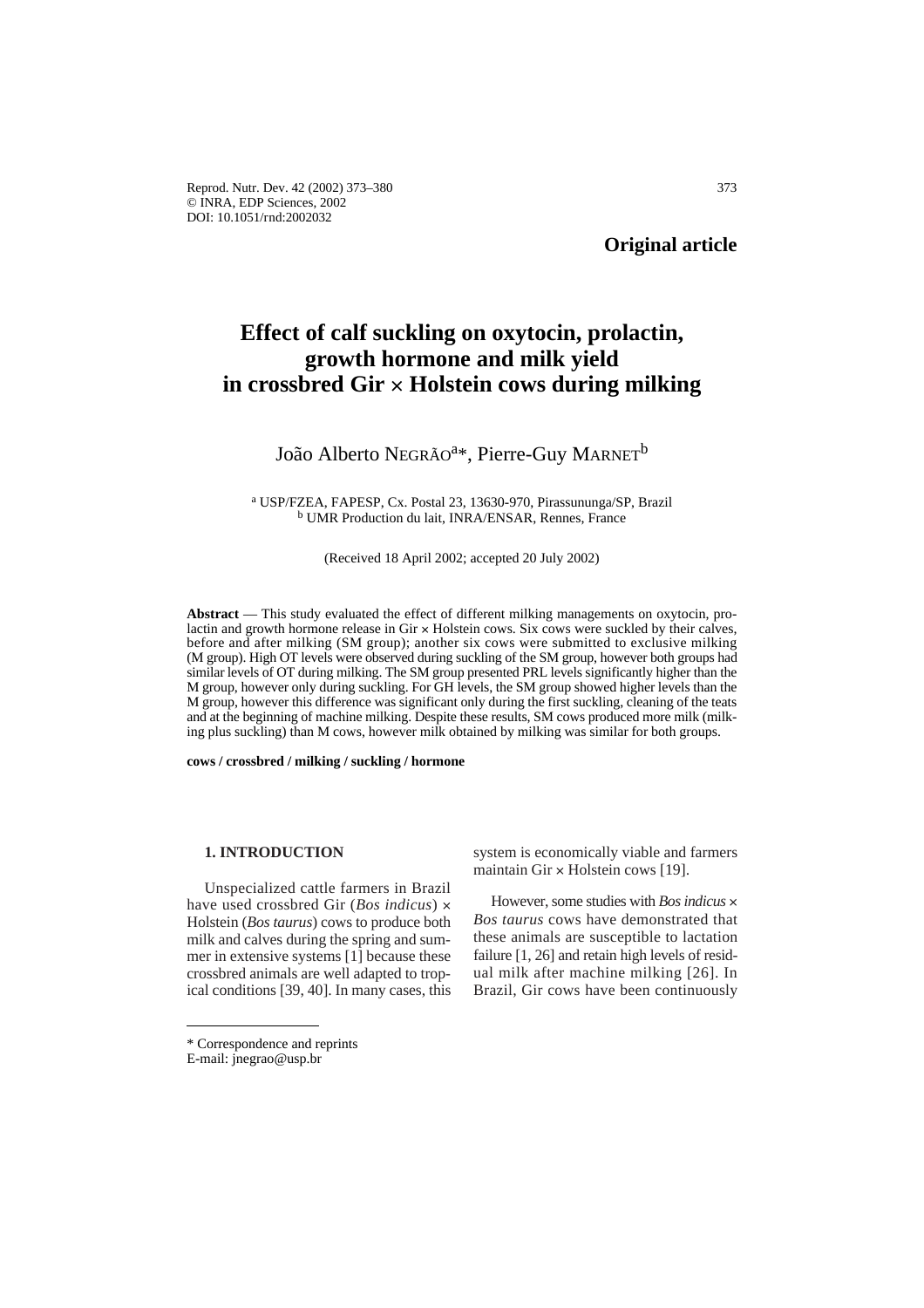**Original article**

# Effect of calf suckling on oxytocin, prolactin, growth hormone and milk yield in crossbred Gir × Holstein cows during milking

João Alberto NEGRÃO[a]*, Pierre-Guy MARNET[b]

[a] USP/FZEA, FAPESP, Cx. Postal 23, 13630-970, Pirassununga/SP, Brazil
[b] UMR Production du lait, INRA/ENSAR, Rennes, France

(Received 18 April 2002; accepted 20 July 2002)

**Abstract** — This study evaluated the effect of different milking managements on oxytocin, prolactin and growth hormone release in Gir × Holstein cows. Six cows were suckled by their calves, before and after milking (SM group); another six cows were submitted to exclusive milking (M group). High OT levels were observed during suckling of the SM group, however both groups had similar levels of OT during milking. The SM group presented PRL levels significantly higher than the M group, however only during suckling. For GH levels, the SM group showed higher levels than the M group, however this difference was significant only during the first suckling, cleaning of the teats and at the beginning of machine milking. Despite these results, SM cows produced more milk (milking plus suckling) than M cows, however milk obtained by milking was similar for both groups.

**cows / crossbred / milking / suckling / hormone**

## 1. INTRODUCTION

Unspecialized cattle farmers in Brazil have used crossbred Gir (*Bos indicus*) × Holstein (*Bos taurus*) cows to produce both milk and calves during the spring and summer in extensive systems [1] because these crossbred animals are well adapted to tropical conditions [39, 40]. In many cases, this system is economically viable and farmers maintain Gir × Holstein cows [19].

However, some studies with *Bos indicus* × *Bos taurus* cows have demonstrated that these animals are susceptible to lactation failure [1, 26] and retain high levels of residual milk after machine milking [26]. In Brazil, Gir cows have been continuously

* Correspondence and reprints
E-mail: jnegrao@usp.br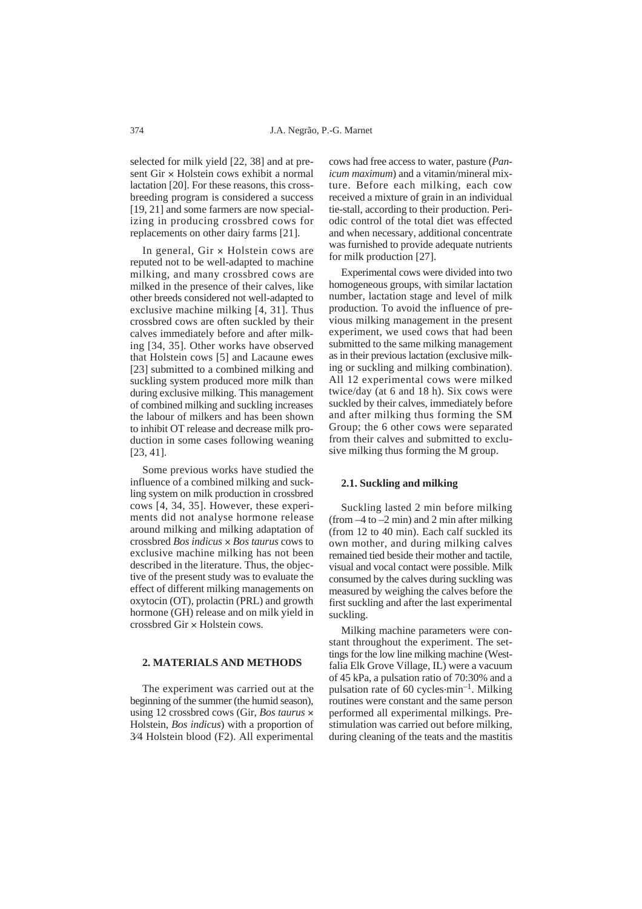selected for milk yield [22, 38] and at present Gir × Holstein cows exhibit a normal lactation [20]. For these reasons, this crossbreeding program is considered a success [19, 21] and some farmers are now specializing in producing crossbred cows for replacements on other dairy farms [21].

In general, Gir × Holstein cows are reputed not to be well-adapted to machine milking, and many crossbred cows are milked in the presence of their calves, like other breeds considered not well-adapted to exclusive machine milking [4, 31]. Thus crossbred cows are often suckled by their calves immediately before and after milking [34, 35]. Other works have observed that Holstein cows [5] and Lacaune ewes [23] submitted to a combined milking and suckling system produced more milk than during exclusive milking. This management of combined milking and suckling increases the labour of milkers and has been shown to inhibit OT release and decrease milk production in some cases following weaning [23, 41].

Some previous works have studied the influence of a combined milking and suckling system on milk production in crossbred cows [4, 34, 35]. However, these experiments did not analyse hormone release around milking and milking adaptation of crossbred *Bos indicus* × *Bos taurus* cows to exclusive machine milking has not been described in the literature. Thus, the objective of the present study was to evaluate the effect of different milking managements on oxytocin (OT), prolactin (PRL) and growth hormone (GH) release and on milk yield in crossbred Gir × Holstein cows.

## 2. MATERIALS AND METHODS

The experiment was carried out at the beginning of the summer (the humid season), using 12 crossbred cows (Gir, *Bos taurus* × Holstein, *Bos indicus*) with a proportion of 3⁄4 Holstein blood (F2). All experimental cows had free access to water, pasture (*Panicum maximum*) and a vitamin/mineral mixture. Before each milking, each cow received a mixture of grain in an individual tie-stall, according to their production. Periodic control of the total diet was effected and when necessary, additional concentrate was furnished to provide adequate nutrients for milk production [27].

Experimental cows were divided into two homogeneous groups, with similar lactation number, lactation stage and level of milk production. To avoid the influence of previous milking management in the present experiment, we used cows that had been submitted to the same milking management as in their previous lactation (exclusive milking or suckling and milking combination). All 12 experimental cows were milked twice/day (at 6 and 18 h). Six cows were suckled by their calves, immediately before and after milking thus forming the SM Group; the 6 other cows were separated from their calves and submitted to exclusive milking thus forming the M group.

### 2.1. Suckling and milking

Suckling lasted 2 min before milking (from –4 to –2 min) and 2 min after milking (from 12 to 40 min). Each calf suckled its own mother, and during milking calves remained tied beside their mother and tactile, visual and vocal contact were possible. Milk consumed by the calves during suckling was measured by weighing the calves before the first suckling and after the last experimental suckling.

Milking machine parameters were constant throughout the experiment. The settings for the low line milking machine (Westfalia Elk Grove Village, IL) were a vacuum of 45 kPa, a pulsation ratio of 70:30% and a pulsation rate of 60 cycles·min$^{-1}$. Milking routines were constant and the same person performed all experimental milkings. Prestimulation was carried out before milking, during cleaning of the teats and the mastitis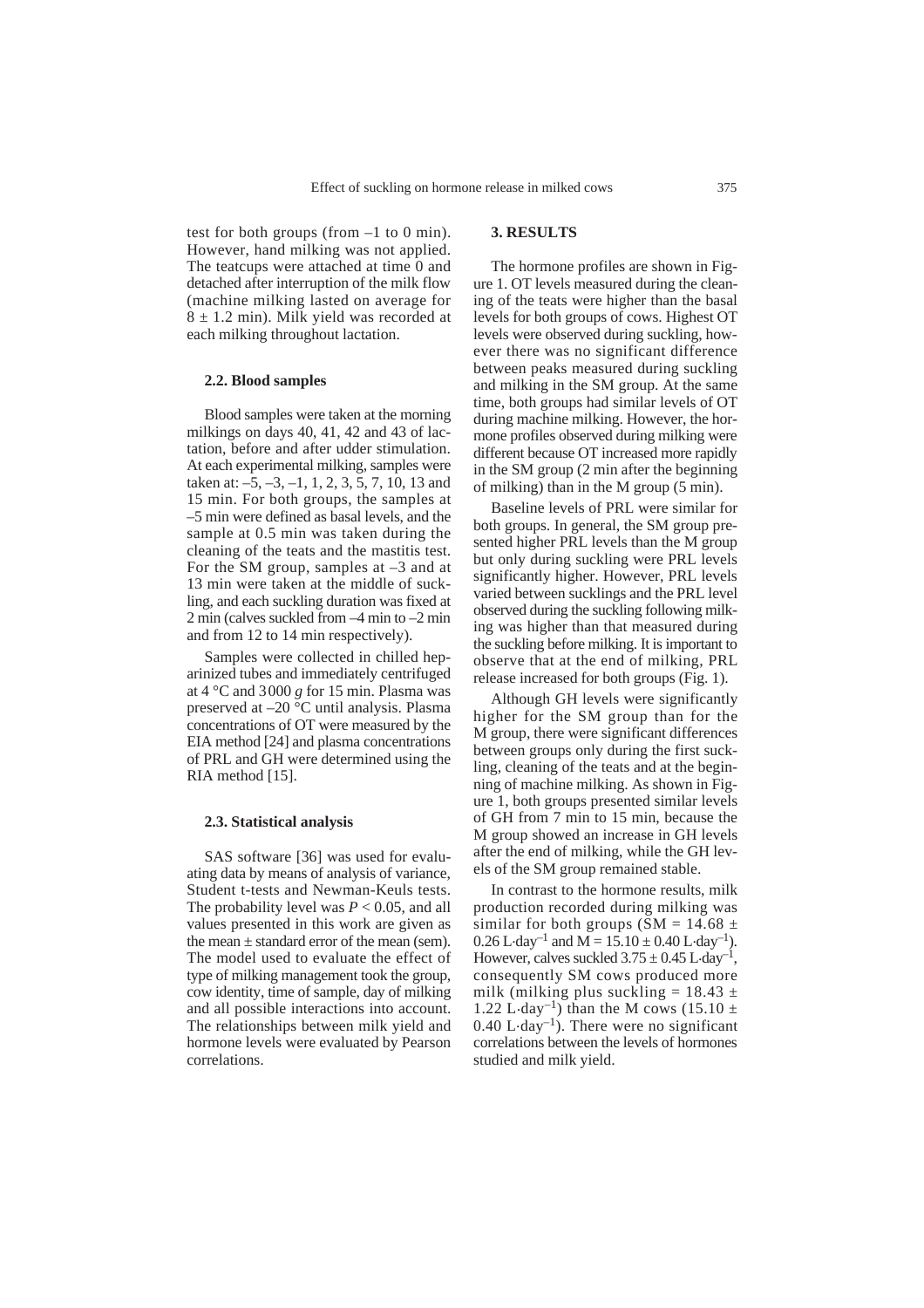test for both groups (from –1 to 0 min). However, hand milking was not applied. The teatcups were attached at time 0 and detached after interruption of the milk flow (machine milking lasted on average for $8 \pm 1.2$ min). Milk yield was recorded at each milking throughout lactation.

### 2.2. Blood samples

Blood samples were taken at the morning milkings on days 40, 41, 42 and 43 of lactation, before and after udder stimulation. At each experimental milking, samples were taken at: –5, –3, –1, 1, 2, 3, 5, 7, 10, 13 and 15 min. For both groups, the samples at –5 min were defined as basal levels, and the sample at 0.5 min was taken during the cleaning of the teats and the mastitis test. For the SM group, samples at –3 and at 13 min were taken at the middle of suckling, and each suckling duration was fixed at 2 min (calves suckled from –4 min to –2 min and from 12 to 14 min respectively).

Samples were collected in chilled heparinized tubes and immediately centrifuged at 4 °C and 3000 *g* for 15 min. Plasma was preserved at –20 °C until analysis. Plasma concentrations of OT were measured by the EIA method [24] and plasma concentrations of PRL and GH were determined using the RIA method [15].

### 2.3. Statistical analysis

SAS software [36] was used for evaluating data by means of analysis of variance, Student t-tests and Newman-Keuls tests. The probability level was $P < 0.05$, and all values presented in this work are given as the mean ± standard error of the mean (sem). The model used to evaluate the effect of type of milking management took the group, cow identity, time of sample, day of milking and all possible interactions into account. The relationships between milk yield and hormone levels were evaluated by Pearson correlations.

## 3. RESULTS

The hormone profiles are shown in Figure 1. OT levels measured during the cleaning of the teats were higher than the basal levels for both groups of cows. Highest OT levels were observed during suckling, however there was no significant difference between peaks measured during suckling and milking in the SM group. At the same time, both groups had similar levels of OT during machine milking. However, the hormone profiles observed during milking were different because OT increased more rapidly in the SM group (2 min after the beginning of milking) than in the M group (5 min).

Baseline levels of PRL were similar for both groups. In general, the SM group presented higher PRL levels than the M group but only during suckling were PRL levels significantly higher. However, PRL levels varied between sucklings and the PRL level observed during the suckling following milking was higher than that measured during the suckling before milking. It is important to observe that at the end of milking, PRL release increased for both groups (Fig. 1).

Although GH levels were significantly higher for the SM group than for the M group, there were significant differences between groups only during the first suckling, cleaning of the teats and at the beginning of machine milking. As shown in Figure 1, both groups presented similar levels of GH from 7 min to 15 min, because the M group showed an increase in GH levels after the end of milking, while the GH levels of the SM group remained stable.

In contrast to the hormone results, milk production recorded during milking was similar for both groups (SM = $14.68 \pm 0.26$ L·day$^{-1}$ and M = $15.10 \pm 0.40$ L·day$^{-1}$). However, calves suckled $3.75 \pm 0.45$ L·day$^{-1}$, consequently SM cows produced more milk (milking plus suckling = $18.43 \pm 1.22$ L·day$^{-1}$) than the M cows ($15.10 \pm 0.40$ L·day$^{-1}$). There were no significant correlations between the levels of hormones studied and milk yield.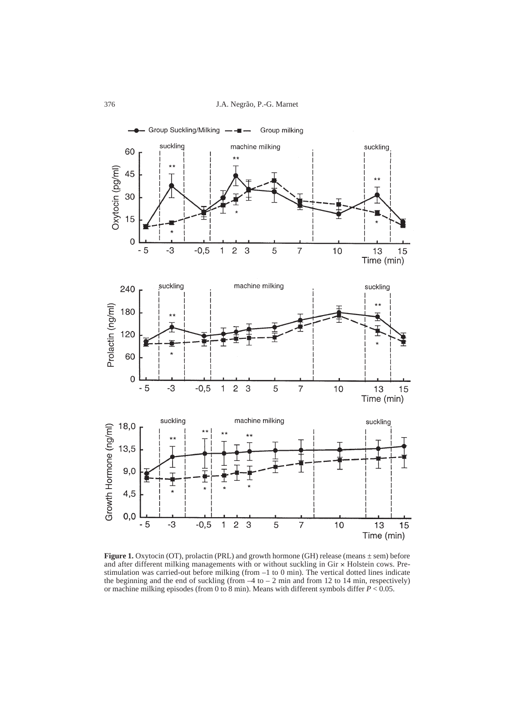**Figure 1.** Oxytocin (OT), prolactin (PRL) and growth hormone (GH) release (means ± sem) before and after different milking managements with or without suckling in Gir × Holstein cows. Pre-stimulation was carried-out before milking (from –1 to 0 min). The vertical dotted lines indicate the beginning and the end of suckling (from –4 to – 2 min and from 12 to 14 min, respectively) or machine milking episodes (from 0 to 8 min). Means with different symbols differ $P < 0.05$.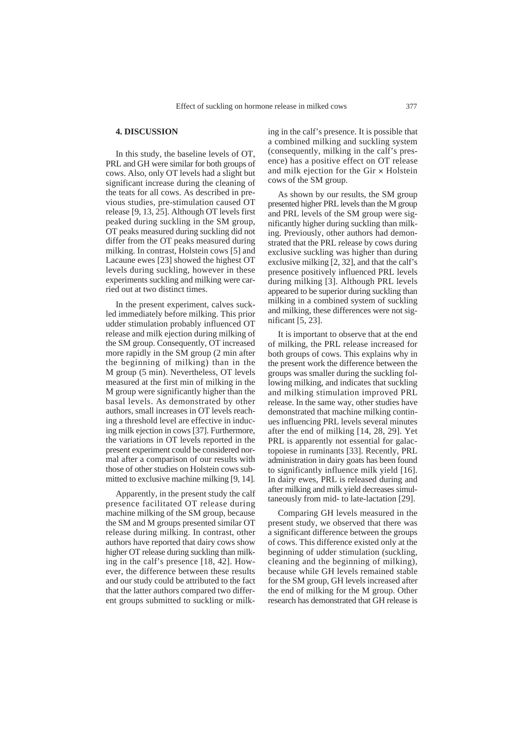## 4. DISCUSSION

In this study, the baseline levels of OT, PRL and GH were similar for both groups of cows. Also, only OT levels had a slight but significant increase during the cleaning of the teats for all cows. As described in previous studies, pre-stimulation caused OT release [9, 13, 25]. Although OT levels first peaked during suckling in the SM group, OT peaks measured during suckling did not differ from the OT peaks measured during milking. In contrast, Holstein cows [5] and Lacaune ewes [23] showed the highest OT levels during suckling, however in these experiments suckling and milking were carried out at two distinct times.

In the present experiment, calves suckled immediately before milking. This prior udder stimulation probably influenced OT release and milk ejection during milking of the SM group. Consequently, OT increased more rapidly in the SM group (2 min after the beginning of milking) than in the M group (5 min). Nevertheless, OT levels measured at the first min of milking in the M group were significantly higher than the basal levels. As demonstrated by other authors, small increases in OT levels reaching a threshold level are effective in inducing milk ejection in cows [37]. Furthermore, the variations in OT levels reported in the present experiment could be considered normal after a comparison of our results with those of other studies on Holstein cows submitted to exclusive machine milking [9, 14].

Apparently, in the present study the calf presence facilitated OT release during machine milking of the SM group, because the SM and M groups presented similar OT release during milking. In contrast, other authors have reported that dairy cows show higher OT release during suckling than milking in the calf's presence [18, 42]. However, the difference between these results and our study could be attributed to the fact that the latter authors compared two different groups submitted to suckling or milking in the calf's presence. It is possible that a combined milking and suckling system (consequently, milking in the calf's presence) has a positive effect on OT release and milk ejection for the Gir × Holstein cows of the SM group.

As shown by our results, the SM group presented higher PRL levels than the M group and PRL levels of the SM group were significantly higher during suckling than milking. Previously, other authors had demonstrated that the PRL release by cows during exclusive suckling was higher than during exclusive milking [2, 32], and that the calf's presence positively influenced PRL levels during milking [3]. Although PRL levels appeared to be superior during suckling than milking in a combined system of suckling and milking, these differences were not significant [5, 23].

It is important to observe that at the end of milking, the PRL release increased for both groups of cows. This explains why in the present work the difference between the groups was smaller during the suckling following milking, and indicates that suckling and milking stimulation improved PRL release. In the same way, other studies have demonstrated that machine milking continues influencing PRL levels several minutes after the end of milking [14, 28, 29]. Yet PRL is apparently not essential for galactopoiese in ruminants [33]. Recently, PRL administration in dairy goats has been found to significantly influence milk yield [16]. In dairy ewes, PRL is released during and after milking and milk yield decreases simultaneously from mid- to late-lactation [29].

Comparing GH levels measured in the present study, we observed that there was a significant difference between the groups of cows. This difference existed only at the beginning of udder stimulation (suckling, cleaning and the beginning of milking), because while GH levels remained stable for the SM group, GH levels increased after the end of milking for the M group. Other research has demonstrated that GH release is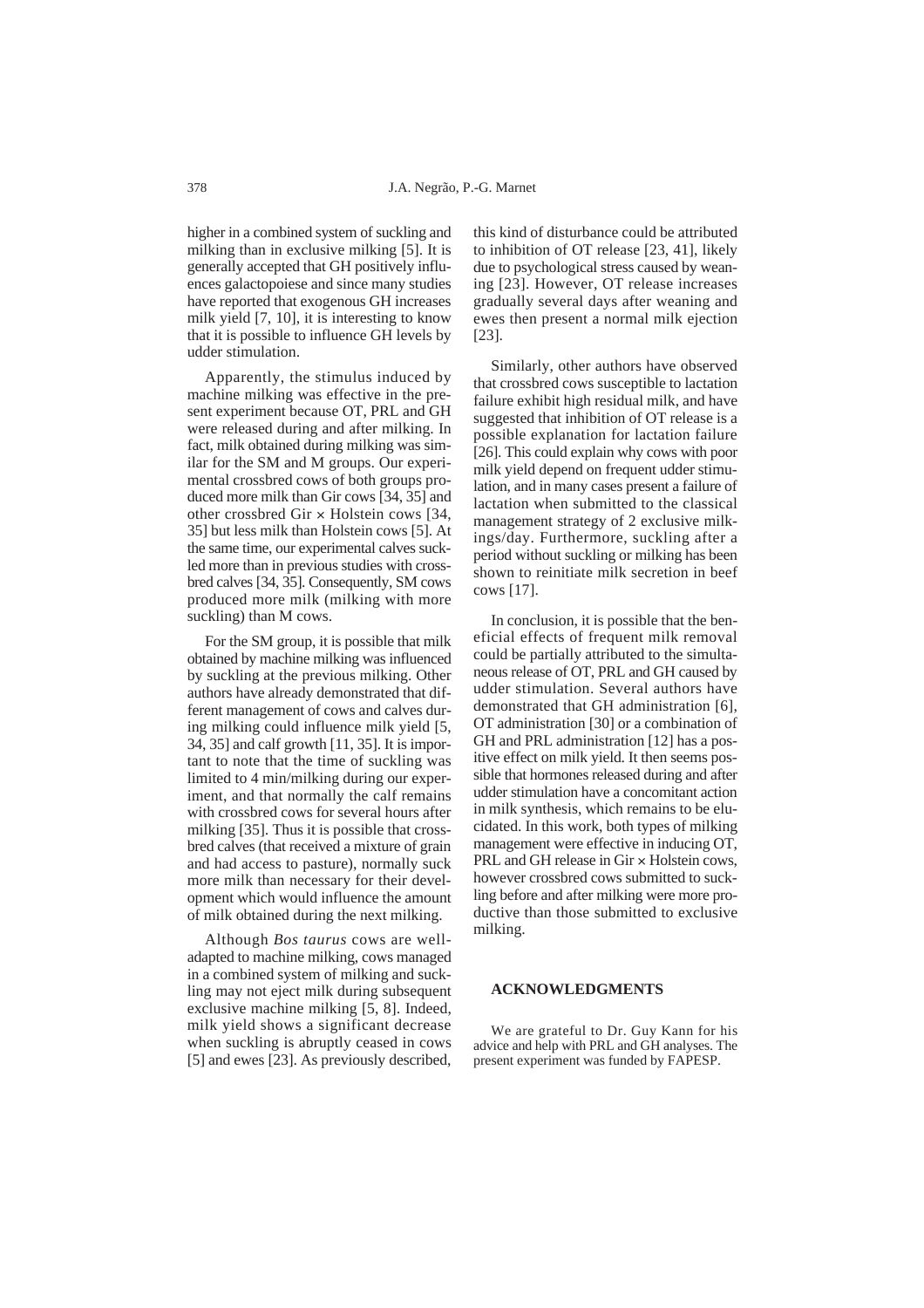higher in a combined system of suckling and milking than in exclusive milking [5]. It is generally accepted that GH positively influences galactopoiese and since many studies have reported that exogenous GH increases milk yield [7, 10], it is interesting to know that it is possible to influence GH levels by udder stimulation.

Apparently, the stimulus induced by machine milking was effective in the present experiment because OT, PRL and GH were released during and after milking. In fact, milk obtained during milking was similar for the SM and M groups. Our experimental crossbred cows of both groups produced more milk than Gir cows [34, 35] and other crossbred Gir × Holstein cows [34, 35] but less milk than Holstein cows [5]. At the same time, our experimental calves suckled more than in previous studies with crossbred calves [34, 35]. Consequently, SM cows produced more milk (milking with more suckling) than M cows.

For the SM group, it is possible that milk obtained by machine milking was influenced by suckling at the previous milking. Other authors have already demonstrated that different management of cows and calves during milking could influence milk yield [5, 34, 35] and calf growth [11, 35]. It is important to note that the time of suckling was limited to 4 min/milking during our experiment, and that normally the calf remains with crossbred cows for several hours after milking [35]. Thus it is possible that crossbred calves (that received a mixture of grain and had access to pasture), normally suck more milk than necessary for their development which would influence the amount of milk obtained during the next milking.

Although *Bos taurus* cows are well-adapted to machine milking, cows managed in a combined system of milking and suckling may not eject milk during subsequent exclusive machine milking [5, 8]. Indeed, milk yield shows a significant decrease when suckling is abruptly ceased in cows [5] and ewes [23]. As previously described, this kind of disturbance could be attributed to inhibition of OT release [23, 41], likely due to psychological stress caused by weaning [23]. However, OT release increases gradually several days after weaning and ewes then present a normal milk ejection [23].

Similarly, other authors have observed that crossbred cows susceptible to lactation failure exhibit high residual milk, and have suggested that inhibition of OT release is a possible explanation for lactation failure [26]. This could explain why cows with poor milk yield depend on frequent udder stimulation, and in many cases present a failure of lactation when submitted to the classical management strategy of 2 exclusive milkings/day. Furthermore, suckling after a period without suckling or milking has been shown to reinitiate milk secretion in beef cows [17].

In conclusion, it is possible that the beneficial effects of frequent milk removal could be partially attributed to the simultaneous release of OT, PRL and GH caused by udder stimulation. Several authors have demonstrated that GH administration [6], OT administration [30] or a combination of GH and PRL administration [12] has a positive effect on milk yield. It then seems possible that hormones released during and after udder stimulation have a concomitant action in milk synthesis, which remains to be elucidated. In this work, both types of milking management were effective in inducing OT, PRL and GH release in Gir × Holstein cows, however crossbred cows submitted to suckling before and after milking were more productive than those submitted to exclusive milking.

## ACKNOWLEDGMENTS

We are grateful to Dr. Guy Kann for his advice and help with PRL and GH analyses. The present experiment was funded by FAPESP.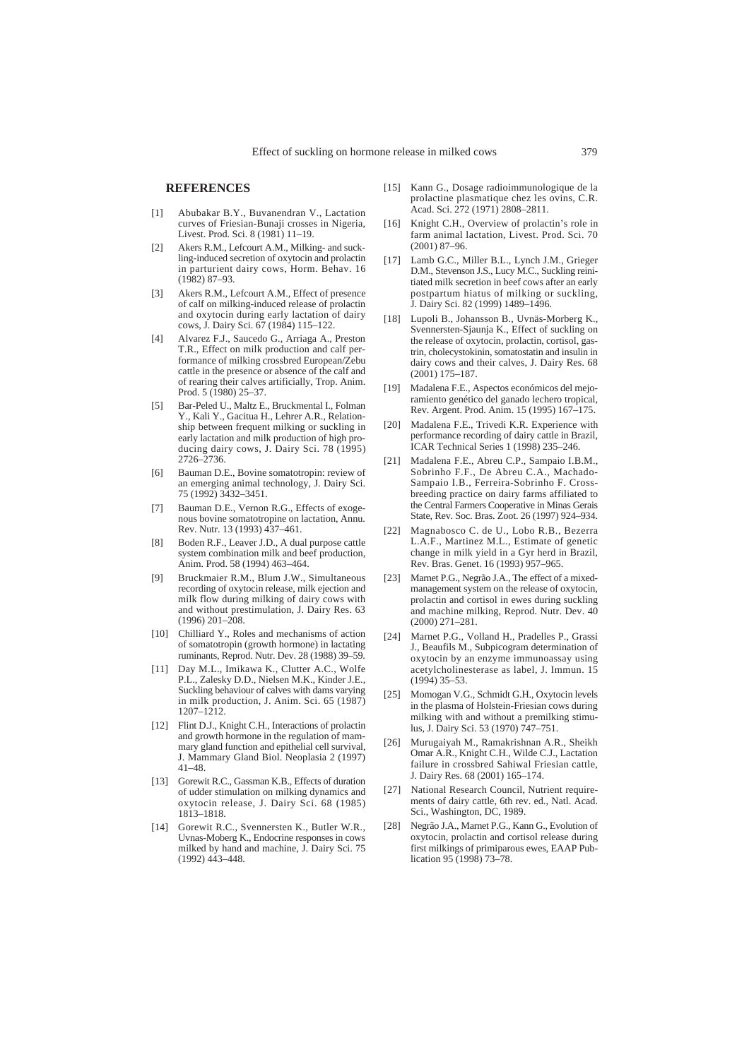## REFERENCES

[1] Abubakar B.Y., Buvanendran V., Lactation curves of Friesian-Bunaji crosses in Nigeria, Livest. Prod. Sci. 8 (1981) 11–19.

[2] Akers R.M., Lefcourt A.M., Milking- and suckling-induced secretion of oxytocin and prolactin in parturient dairy cows, Horm. Behav. 16 (1982) 87–93.

[3] Akers R.M., Lefcourt A.M., Effect of presence of calf on milking-induced release of prolactin and oxytocin during early lactation of dairy cows, J. Dairy Sci. 67 (1984) 115–122.

[4] Alvarez F.J., Saucedo G., Arriaga A., Preston T.R., Effect on milk production and calf performance of milking crossbred European/Zebu cattle in the presence or absence of the calf and of rearing their calves artificially, Trop. Anim. Prod. 5 (1980) 25–37.

[5] Bar-Peled U., Maltz E., Bruckmental I., Folman Y., Kali Y., Gacitua H., Lehrer A.R., Relationship between frequent milking or suckling in early lactation and milk production of high producing dairy cows, J. Dairy Sci. 78 (1995) 2726–2736.

[6] Bauman D.E., Bovine somatotropin: review of an emerging animal technology, J. Dairy Sci. 75 (1992) 3432–3451.

[7] Bauman D.E., Vernon R.G., Effects of exogenous bovine somatotropine on lactation, Annu. Rev. Nutr. 13 (1993) 437–461.

[8] Boden R.F., Leaver J.D., A dual purpose cattle system combination milk and beef production, Anim. Prod. 58 (1994) 463–464.

[9] Bruckmaier R.M., Blum J.W., Simultaneous recording of oxytocin release, milk ejection and milk flow during milking of dairy cows with and without prestimulation, J. Dairy Res. 63 (1996) 201–208.

[10] Chilliard Y., Roles and mechanisms of action of somatotropin (growth hormone) in lactating ruminants, Reprod. Nutr. Dev. 28 (1988) 39–59.

[11] Day M.L., Imikawa K., Clutter A.C., Wolfe P.L., Zalesky D.D., Nielsen M.K., Kinder J.E., Suckling behaviour of calves with dams varying in milk production, J. Anim. Sci. 65 (1987) 1207–1212.

[12] Flint D.J., Knight C.H., Interactions of prolactin and growth hormone in the regulation of mammary gland function and epithelial cell survival, J. Mammary Gland Biol. Neoplasia 2 (1997) 41–48.

[13] Gorewit R.C., Gassman K.B., Effects of duration of udder stimulation on milking dynamics and oxytocin release, J. Dairy Sci. 68 (1985) 1813–1818.

[14] Gorewit R.C., Svennersten K., Butler W.R., Uvnas-Moberg K., Endocrine responses in cows milked by hand and machine, J. Dairy Sci. 75 (1992) 443–448.

[15] Kann G., Dosage radioimmunologique de la prolactine plasmatique chez les ovins, C.R. Acad. Sci. 272 (1971) 2808–2811.

[16] Knight C.H., Overview of prolactin's role in farm animal lactation, Livest. Prod. Sci. 70 (2001) 87–96.

[17] Lamb G.C., Miller B.L., Lynch J.M., Grieger D.M., Stevenson J.S., Lucy M.C., Suckling reinitiated milk secretion in beef cows after an early postpartum hiatus of milking or suckling, J. Dairy Sci. 82 (1999) 1489–1496.

[18] Lupoli B., Johansson B., Uvnäs-Morberg K., Svennersten-Sjaunja K., Effect of suckling on the release of oxytocin, prolactin, cortisol, gastrin, cholecystokinin, somatostatin and insulin in dairy cows and their calves, J. Dairy Res. 68 (2001) 175–187.

[19] Madalena F.E., Aspectos económicos del mejoramiento genético del ganado lechero tropical, Rev. Argent. Prod. Anim. 15 (1995) 167–175.

[20] Madalena F.E., Trivedi K.R. Experience with performance recording of dairy cattle in Brazil, ICAR Technical Series 1 (1998) 235–246.

[21] Madalena F.E., Abreu C.P., Sampaio I.B.M., Sobrinho F.F., De Abreu C.A., Machado-Sampaio I.B., Ferreira-Sobrinho F. Crossbreeding practice on dairy farms affiliated to the Central Farmers Cooperative in Minas Gerais State, Rev. Soc. Bras. Zoot. 26 (1997) 924–934.

[22] Magnabosco C. de U., Lobo R.B., Bezerra L.A.F., Martinez M.L., Estimate of genetic change in milk yield in a Gyr herd in Brazil, Rev. Bras. Genet. 16 (1993) 957–965.

[23] Marnet P.G., Negrão J.A., The effect of a mixed-management system on the release of oxytocin, prolactin and cortisol in ewes during suckling and machine milking, Reprod. Nutr. Dev. 40 (2000) 271–281.

[24] Marnet P.G., Volland H., Pradelles P., Grassi J., Beaufils M., Subpicogram determination of oxytocin by an enzyme immunoassay using acetylcholinesterase as label, J. Immun. 15 (1994) 35–53.

[25] Momogan V.G., Schmidt G.H., Oxytocin levels in the plasma of Holstein-Friesian cows during milking with and without a premilking stimulus, J. Dairy Sci. 53 (1970) 747–751.

[26] Murugaiyah M., Ramakrishnan A.R., Sheikh Omar A.R., Knight C.H., Wilde C.J., Lactation failure in crossbred Sahiwal Friesian cattle, J. Dairy Res. 68 (2001) 165–174.

[27] National Research Council, Nutrient requirements of dairy cattle, 6th rev. ed., Natl. Acad. Sci., Washington, DC, 1989.

[28] Negrão J.A., Marnet P.G., Kann G., Evolution of oxytocin, prolactin and cortisol release during first milkings of primiparous ewes, EAAP Publication 95 (1998) 73–78.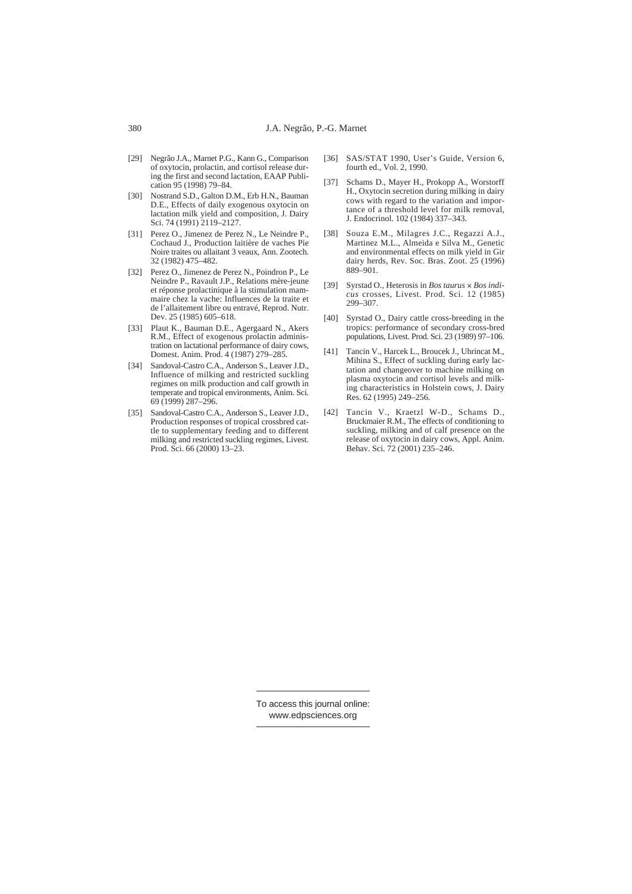[29] Negrão J.A., Marnet P.G., Kann G., Comparison of oxytocin, prolactin, and cortisol release during the first and second lactation, EAAP Publication 95 (1998) 79–84.

[30] Nostrand S.D., Galton D.M., Erb H.N., Bauman D.E., Effects of daily exogenous oxytocin on lactation milk yield and composition, J. Dairy Sci. 74 (1991) 2119–2127.

[31] Perez O., Jimenez de Perez N., Le Neindre P., Cochaud J., Production laitière de vaches Pie Noire traites ou allaitant 3 veaux, Ann. Zootech. 32 (1982) 475–482.

[32] Perez O., Jimenez de Perez N., Poindron P., Le Neindre P., Ravault J.P., Relations mère-jeune et réponse prolactinique à la stimulation mammaire chez la vache: Influences de la traite et de l'allaitement libre ou entravé, Reprod. Nutr. Dev. 25 (1985) 605–618.

[33] Plaut K., Bauman D.E., Agergaard N., Akers R.M., Effect of exogenous prolactin administration on lactational performance of dairy cows, Domest. Anim. Prod. 4 (1987) 279–285.

[34] Sandoval-Castro C.A., Anderson S., Leaver J.D., Influence of milking and restricted suckling regimes on milk production and calf growth in temperate and tropical environments, Anim. Sci. 69 (1999) 287–296.

[35] Sandoval-Castro C.A., Anderson S., Leaver J.D., Production responses of tropical crossbred cattle to supplementary feeding and to different milking and restricted suckling regimes, Livest. Prod. Sci. 66 (2000) 13–23.

[36] SAS/STAT 1990, User's Guide, Version 6, fourth ed., Vol. 2, 1990.

[37] Schams D., Mayer H., Prokopp A., Worstorff H., Oxytocin secretion during milking in dairy cows with regard to the variation and importance of a threshold level for milk removal, J. Endocrinol. 102 (1984) 337–343.

[38] Souza E.M., Milagres J.C., Regazzi A.J., Martinez M.L., Almeida e Silva M., Genetic and environmental effects on milk yield in Gir dairy herds, Rev. Soc. Bras. Zoot. 25 (1996) 889–901.

[39] Syrstad O., Heterosis in *Bos taurus* × *Bos indicus* crosses, Livest. Prod. Sci. 12 (1985) 299–307.

[40] Syrstad O., Dairy cattle cross-breeding in the tropics: performance of secondary cross-bred populations, Livest. Prod. Sci. 23 (1989) 97–106.

[41] Tancin V., Harcek L., Broucek J., Uhrincat M., Mihina S., Effect of suckling during early lactation and changeover to machine milking on plasma oxytocin and cortisol levels and milking characteristics in Holstein cows, J. Dairy Res. 62 (1995) 249–256.

[42] Tancin V., Kraetzl W-D., Schams D., Bruckmaier R.M., The effects of conditioning to suckling, milking and of calf presence on the release of oxytocin in dairy cows, Appl. Anim. Behav. Sci. 72 (2001) 235–246.

To access this journal online:
www.edpsciences.org